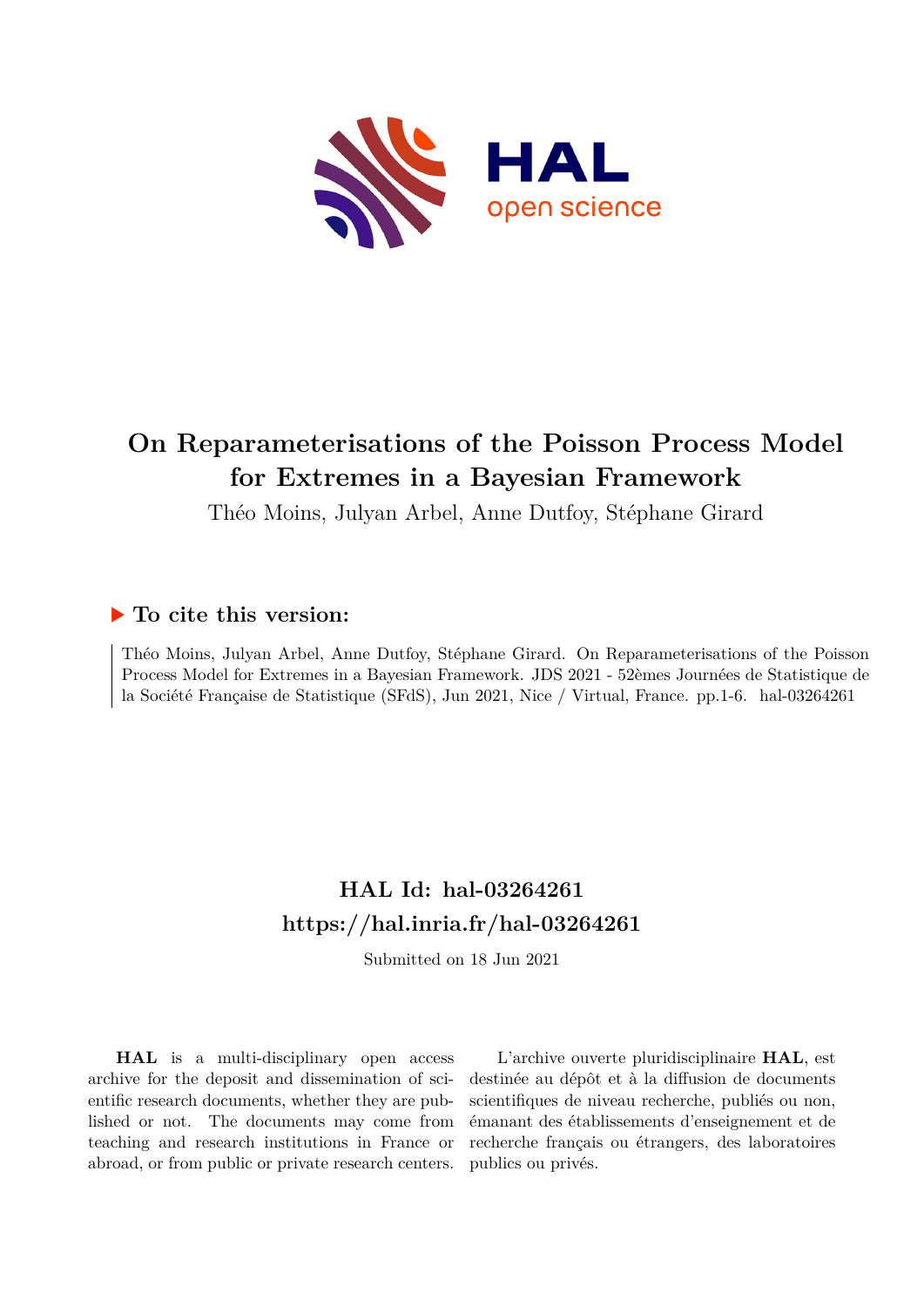# On Reparameterisations of the Poisson Process Model for Extremes in a Bayesian Framework

Théo Moins, Julyan Arbel, Anne Dutfoy, Stéphane Girard

## ▶ To cite this version:

Théo Moins, Julyan Arbel, Anne Dutfoy, Stéphane Girard. On Reparameterisations of the Poisson Process Model for Extremes in a Bayesian Framework. JDS 2021 - 52èmes Journées de Statistique de la Société Française de Statistique (SFdS), Jun 2021, Nice / Virtual, France. pp.1-6. hal-03264261

## HAL Id: hal-03264261

## https://hal.inria.fr/hal-03264261

Submitted on 18 Jun 2021

**HAL** is a multi-disciplinary open access archive for the deposit and dissemination of scientific research documents, whether they are published or not. The documents may come from teaching and research institutions in France or abroad, or from public or private research centers.

L'archive ouverte pluridisciplinaire **HAL**, est destinée au dépôt et à la diffusion de documents scientifiques de niveau recherche, publiés ou non, émanant des établissements d'enseignement et de recherche français ou étrangers, des laboratoires publics ou privés.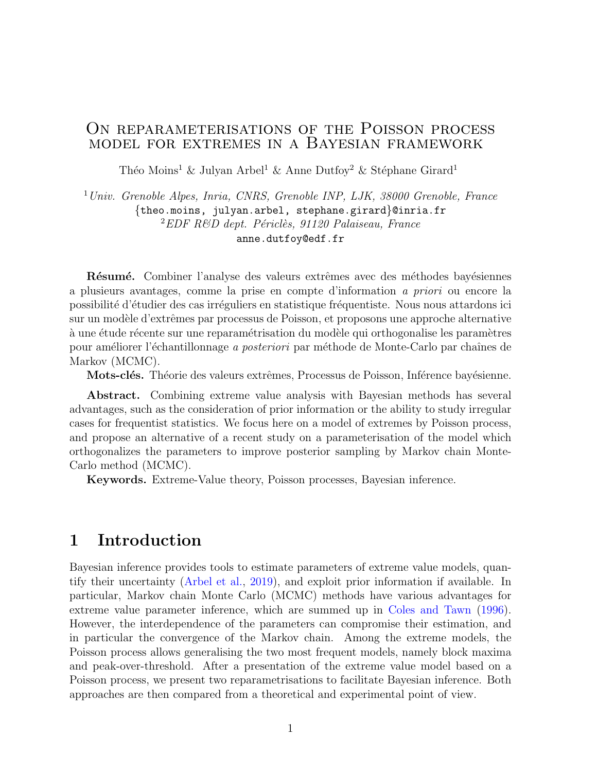# On reparameterisations of the Poisson process model for extremes in a Bayesian framework

Théo Moins[1] & Julyan Arbel[1] & Anne Dutfoy[2] & Stéphane Girard[1]

[1] *Univ. Grenoble Alpes, Inria, CNRS, Grenoble INP, LJK, 38000 Grenoble, France*
{theo.moins, julyan.arbel, stephane.girard}@inria.fr
[2] *EDF R&D dept. Périclès, 91120 Palaiseau, France*
anne.dutfoy@edf.fr

**Résumé.** Combiner l'analyse des valeurs extrêmes avec des méthodes bayésiennes a plusieurs avantages, comme la prise en compte d'information *a priori* ou encore la possibilité d'étudier des cas irréguliers en statistique fréquentiste. Nous nous attardons ici sur un modèle d'extrêmes par processus de Poisson, et proposons une approche alternative à une étude récente sur une reparamétrisation du modèle qui orthogonalise les paramètres pour améliorer l'échantillonnage *a posteriori* par méthode de Monte-Carlo par chaînes de Markov (MCMC).

**Mots-clés.** Théorie des valeurs extrêmes, Processus de Poisson, Inférence bayésienne.

**Abstract.** Combining extreme value analysis with Bayesian methods has several advantages, such as the consideration of prior information or the ability to study irregular cases for frequentist statistics. We focus here on a model of extremes by Poisson process, and propose an alternative of a recent study on a parameterisation of the model which orthogonalizes the parameters to improve posterior sampling by Markov chain Monte-Carlo method (MCMC).

**Keywords.** Extreme-Value theory, Poisson processes, Bayesian inference.

## 1 Introduction

Bayesian inference provides tools to estimate parameters of extreme value models, quantify their uncertainty (Arbel et al., 2019), and exploit prior information if available. In particular, Markov chain Monte Carlo (MCMC) methods have various advantages for extreme value parameter inference, which are summed up in Coles and Tawn (1996). However, the interdependence of the parameters can compromise their estimation, and in particular the convergence of the Markov chain. Among the extreme models, the Poisson process allows generalising the two most frequent models, namely block maxima and peak-over-threshold. After a presentation of the extreme value model based on a Poisson process, we present two reparametrisations to facilitate Bayesian inference. Both approaches are then compared from a theoretical and experimental point of view.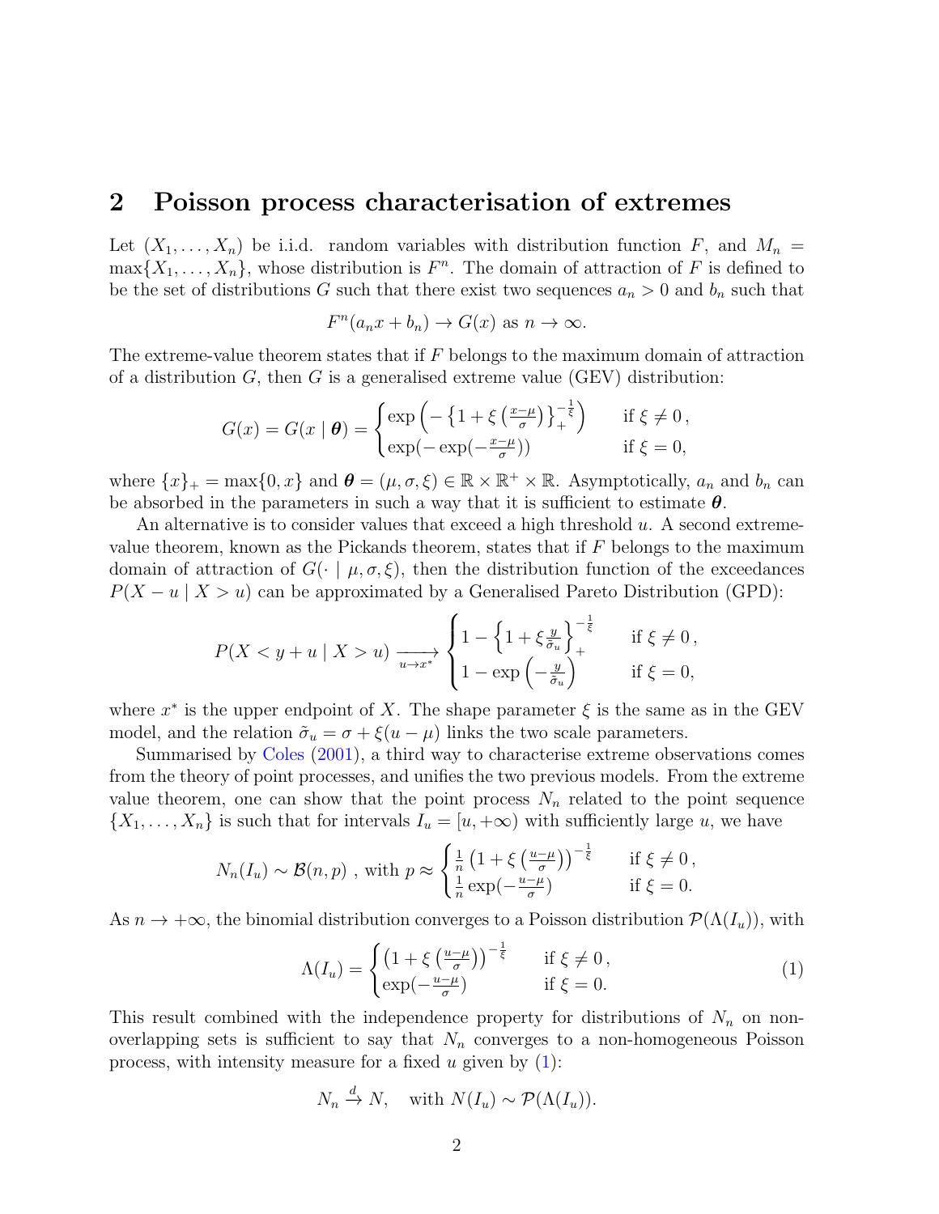## 2 Poisson process characterisation of extremes

Let $(X_1, \dots, X_n)$ be i.i.d. random variables with distribution function $F$, and $M_n = \max\{X_1, \dots, X_n\}$, whose distribution is $F^n$. The domain of attraction of $F$ is defined to be the set of distributions $G$ such that there exist two sequences $a_n > 0$ and $b_n$ such that

$$F^n(a_n x + b_n) \to G(x) \text{ as } n \to \infty.$$

The extreme-value theorem states that if $F$ belongs to the maximum domain of attraction of a distribution $G$, then $G$ is a generalised extreme value (GEV) distribution:

$$G(x) = G(x \mid \boldsymbol{\theta}) = \begin{cases} \exp\left(-\left\{1 + \xi\left(\frac{x-\mu}{\sigma}\right)\right\}_+^{-\frac{1}{\xi}}\right) & \text{if } \xi \neq 0\,, \\ \exp(-\exp(-\frac{x-\mu}{\sigma})) & \text{if } \xi = 0, \end{cases}$$

where $\{x\}_+ = \max\{0, x\}$ and $\boldsymbol{\theta} = (\mu, \sigma, \xi) \in \mathbb{R} \times \mathbb{R}^+ \times \mathbb{R}$. Asymptotically, $a_n$ and $b_n$ can be absorbed in the parameters in such a way that it is sufficient to estimate $\boldsymbol{\theta}$.

An alternative is to consider values that exceed a high threshold $u$. A second extreme-value theorem, known as the Pickands theorem, states that if $F$ belongs to the maximum domain of attraction of $G(\cdot \mid \mu, \sigma, \xi)$, then the distribution function of the exceedances $P(X - u \mid X > u)$ can be approximated by a Generalised Pareto Distribution (GPD):

$$P(X < y + u \mid X > u) \xrightarrow[u \to x^*]{} \begin{cases} 1 - \left\{1 + \xi \frac{y}{\tilde{\sigma}_u}\right\}_+^{-\frac{1}{\xi}} & \text{if } \xi \neq 0\,, \\ 1 - \exp\left(-\frac{y}{\tilde{\sigma}_u}\right) & \text{if } \xi = 0, \end{cases}$$

where $x^*$ is the upper endpoint of $X$. The shape parameter $\xi$ is the same as in the GEV model, and the relation $\tilde{\sigma}_u = \sigma + \xi(u - \mu)$ links the two scale parameters.

Summarised by Coles (2001), a third way to characterise extreme observations comes from the theory of point processes, and unifies the two previous models. From the extreme value theorem, one can show that the point process $N_n$ related to the point sequence $\{X_1, \dots, X_n\}$ is such that for intervals $I_u = [u, +\infty)$ with sufficiently large $u$, we have

$$N_n(I_u) \sim \mathcal{B}(n, p)\ , \text{ with } p \approx \begin{cases} \frac{1}{n}\left(1 + \xi\left(\frac{u-\mu}{\sigma}\right)\right)^{-\frac{1}{\xi}} & \text{if } \xi \neq 0\,, \\ \frac{1}{n}\exp(-\frac{u-\mu}{\sigma}) & \text{if } \xi = 0. \end{cases}$$

As $n \to +\infty$, the binomial distribution converges to a Poisson distribution $\mathcal{P}(\Lambda(I_u))$, with

$$\Lambda(I_u) = \begin{cases} \left(1 + \xi\left(\frac{u-\mu}{\sigma}\right)\right)^{-\frac{1}{\xi}} & \text{if } \xi \neq 0\,, \\ \exp(-\frac{u-\mu}{\sigma}) & \text{if } \xi = 0. \end{cases} \tag{1}$$

This result combined with the independence property for distributions of $N_n$ on non-overlapping sets is sufficient to say that $N_n$ converges to a non-homogeneous Poisson process, with intensity measure for a fixed $u$ given by (1):

$$N_n \xrightarrow{d} N, \quad \text{with } N(I_u) \sim \mathcal{P}(\Lambda(I_u)).$$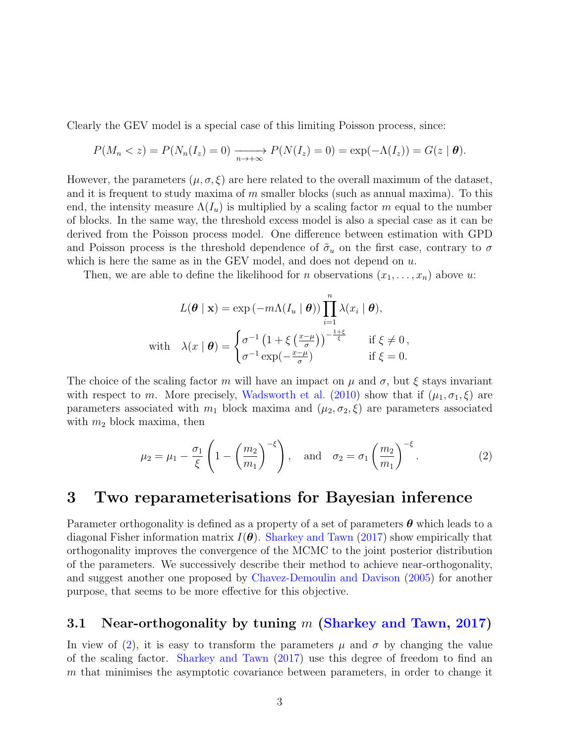Clearly the GEV model is a special case of this limiting Poisson process, since:

$$P(M_n < z) = P(N_n(I_z) = 0) \xrightarrow[n \to +\infty]{} P(N(I_z) = 0) = \exp(-\Lambda(I_z)) = G(z \mid \boldsymbol{\theta}).$$

However, the parameters $(\mu, \sigma, \xi)$ are here related to the overall maximum of the dataset, and it is frequent to study maxima of $m$ smaller blocks (such as annual maxima). To this end, the intensity measure $\Lambda(I_u)$ is multiplied by a scaling factor $m$ equal to the number of blocks. In the same way, the threshold excess model is also a special case as it can be derived from the Poisson process model. One difference between estimation with GPD and Poisson process is the threshold dependence of $\tilde{\sigma}_u$ on the first case, contrary to $\sigma$ which is here the same as in the GEV model, and does not depend on $u$.

Then, we are able to define the likelihood for $n$ observations $(x_1, \ldots, x_n)$ above $u$:

$$L(\boldsymbol{\theta} \mid \mathbf{x}) = \exp\left(-m\Lambda(I_u \mid \boldsymbol{\theta})\right) \prod_{i=1}^{n} \lambda(x_i \mid \boldsymbol{\theta}),$$

$$\text{with} \quad \lambda(x \mid \boldsymbol{\theta}) = \begin{cases} \sigma^{-1}\left(1 + \xi\left(\frac{x-\mu}{\sigma}\right)\right)^{-\frac{1+\xi}{\xi}} & \text{if } \xi \neq 0\,, \\ \sigma^{-1}\exp(-\frac{x-\mu}{\sigma}) & \text{if } \xi = 0. \end{cases}$$

The choice of the scaling factor $m$ will have an impact on $\mu$ and $\sigma$, but $\xi$ stays invariant with respect to $m$. More precisely, Wadsworth et al. (2010) show that if $(\mu_1, \sigma_1, \xi)$ are parameters associated with $m_1$ block maxima and $(\mu_2, \sigma_2, \xi)$ are parameters associated with $m_2$ block maxima, then

$$\mu_2 = \mu_1 - \frac{\sigma_1}{\xi}\left(1 - \left(\frac{m_2}{m_1}\right)^{-\xi}\right), \quad \text{and} \quad \sigma_2 = \sigma_1\left(\frac{m_2}{m_1}\right)^{-\xi}. \tag{2}$$

# 3 Two reparameterisations for Bayesian inference

Parameter orthogonality is defined as a property of a set of parameters $\boldsymbol{\theta}$ which leads to a diagonal Fisher information matrix $I(\boldsymbol{\theta})$. Sharkey and Tawn (2017) show empirically that orthogonality improves the convergence of the MCMC to the joint posterior distribution of the parameters. We successively describe their method to achieve near-orthogonality, and suggest another one proposed by Chavez-Demoulin and Davison (2005) for another purpose, that seems to be more effective for this objective.

## 3.1 Near-orthogonality by tuning $m$ (Sharkey and Tawn, 2017)

In view of (2), it is easy to transform the parameters $\mu$ and $\sigma$ by changing the value of the scaling factor. Sharkey and Tawn (2017) use this degree of freedom to find an $m$ that minimises the asymptotic covariance between parameters, in order to change it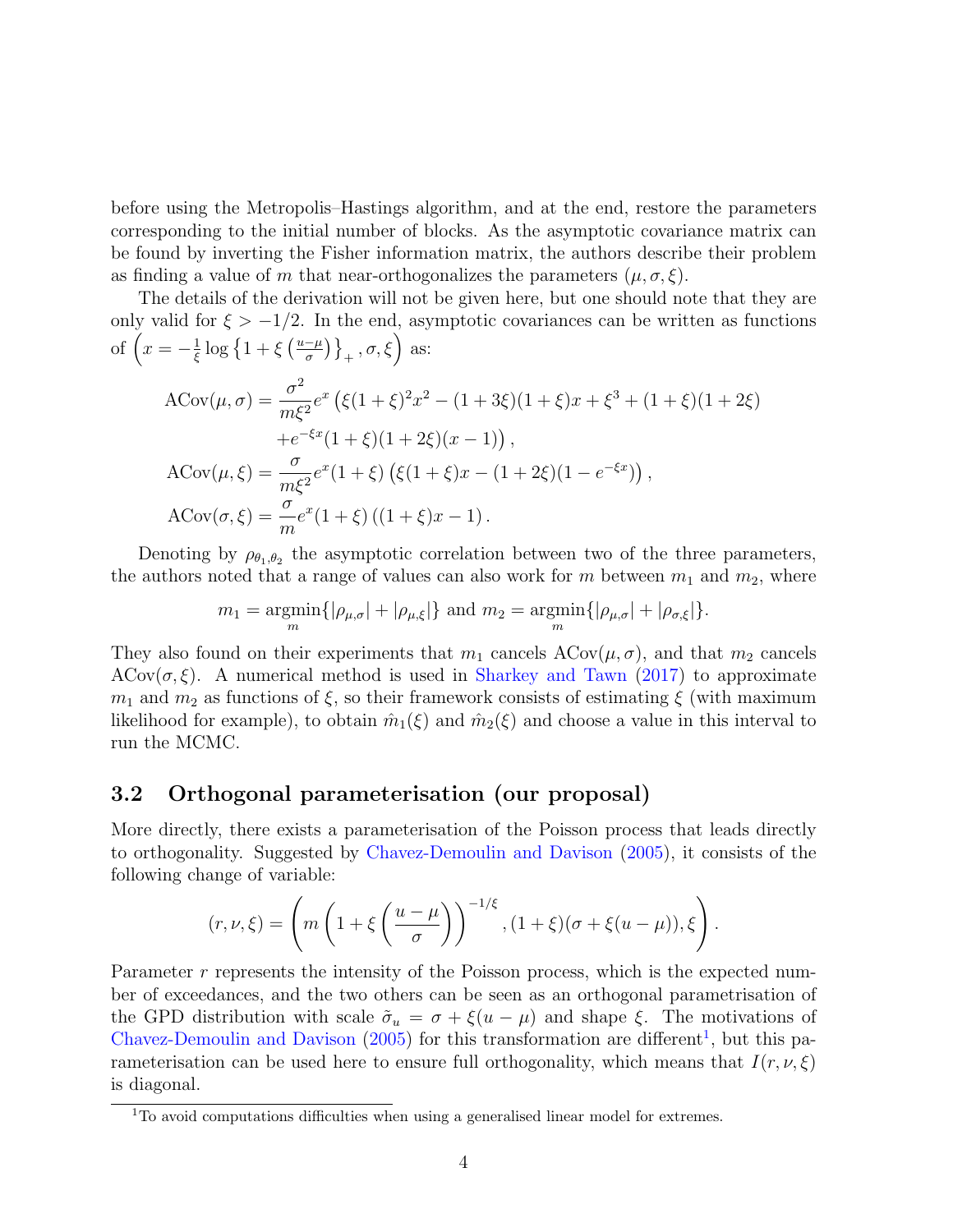before using the Metropolis–Hastings algorithm, and at the end, restore the parameters corresponding to the initial number of blocks. As the asymptotic covariance matrix can be found by inverting the Fisher information matrix, the authors describe their problem as finding a value of $m$ that near-orthogonalizes the parameters $(\mu, \sigma, \xi)$.

The details of the derivation will not be given here, but one should note that they are only valid for $\xi > -1/2$. In the end, asymptotic covariances can be written as functions of $\left(x = -\frac{1}{\xi}\log\left\{1+\xi\left(\frac{u-\mu}{\sigma}\right)\right\}_+, \sigma, \xi\right)$ as:

$$
\begin{aligned}
\mathrm{ACov}(\mu,\sigma) &= \frac{\sigma^2}{m\xi^2}e^x\left(\xi(1+\xi)^2x^2 - (1+3\xi)(1+\xi)x + \xi^3 + (1+\xi)(1+2\xi)\right.\\
&\quad \left.+ e^{-\xi x}(1+\xi)(1+2\xi)(x-1)\right),\\
\mathrm{ACov}(\mu,\xi) &= \frac{\sigma}{m\xi^2}e^x(1+\xi)\left(\xi(1+\xi)x - (1+2\xi)(1-e^{-\xi x})\right),\\
\mathrm{ACov}(\sigma,\xi) &= \frac{\sigma}{m}e^x(1+\xi)\left((1+\xi)x - 1\right).
\end{aligned}
$$

Denoting by $\rho_{\theta_1,\theta_2}$ the asymptotic correlation between two of the three parameters, the authors noted that a range of values can also work for $m$ between $m_1$ and $m_2$, where

$$
m_1 = \underset{m}{\mathrm{argmin}}\{|\rho_{\mu,\sigma}| + |\rho_{\mu,\xi}|\} \text{ and } m_2 = \underset{m}{\mathrm{argmin}}\{|\rho_{\mu,\sigma}| + |\rho_{\sigma,\xi}|\}.
$$

They also found on their experiments that $m_1$ cancels $\mathrm{ACov}(\mu,\sigma)$, and that $m_2$ cancels $\mathrm{ACov}(\sigma,\xi)$. A numerical method is used in Sharkey and Tawn (2017) to approximate $m_1$ and $m_2$ as functions of $\xi$, so their framework consists of estimating $\xi$ (with maximum likelihood for example), to obtain $\hat{m}_1(\xi)$ and $\hat{m}_2(\xi)$ and choose a value in this interval to run the MCMC.

## 3.2 Orthogonal parameterisation (our proposal)

More directly, there exists a parameterisation of the Poisson process that leads directly to orthogonality. Suggested by Chavez-Demoulin and Davison (2005), it consists of the following change of variable:

$$
(r,\nu,\xi) = \left(m\left(1+\xi\left(\frac{u-\mu}{\sigma}\right)\right)^{-1/\xi}, (1+\xi)(\sigma+\xi(u-\mu)), \xi\right).
$$

Parameter $r$ represents the intensity of the Poisson process, which is the expected number of exceedances, and the two others can be seen as an orthogonal parametrisation of the GPD distribution with scale $\tilde{\sigma}_u = \sigma + \xi(u-\mu)$ and shape $\xi$. The motivations of Chavez-Demoulin and Davison (2005) for this transformation are different[1], but this parameterisation can be used here to ensure full orthogonality, which means that $I(r,\nu,\xi)$ is diagonal.

[1] To avoid computations difficulties when using a generalised linear model for extremes.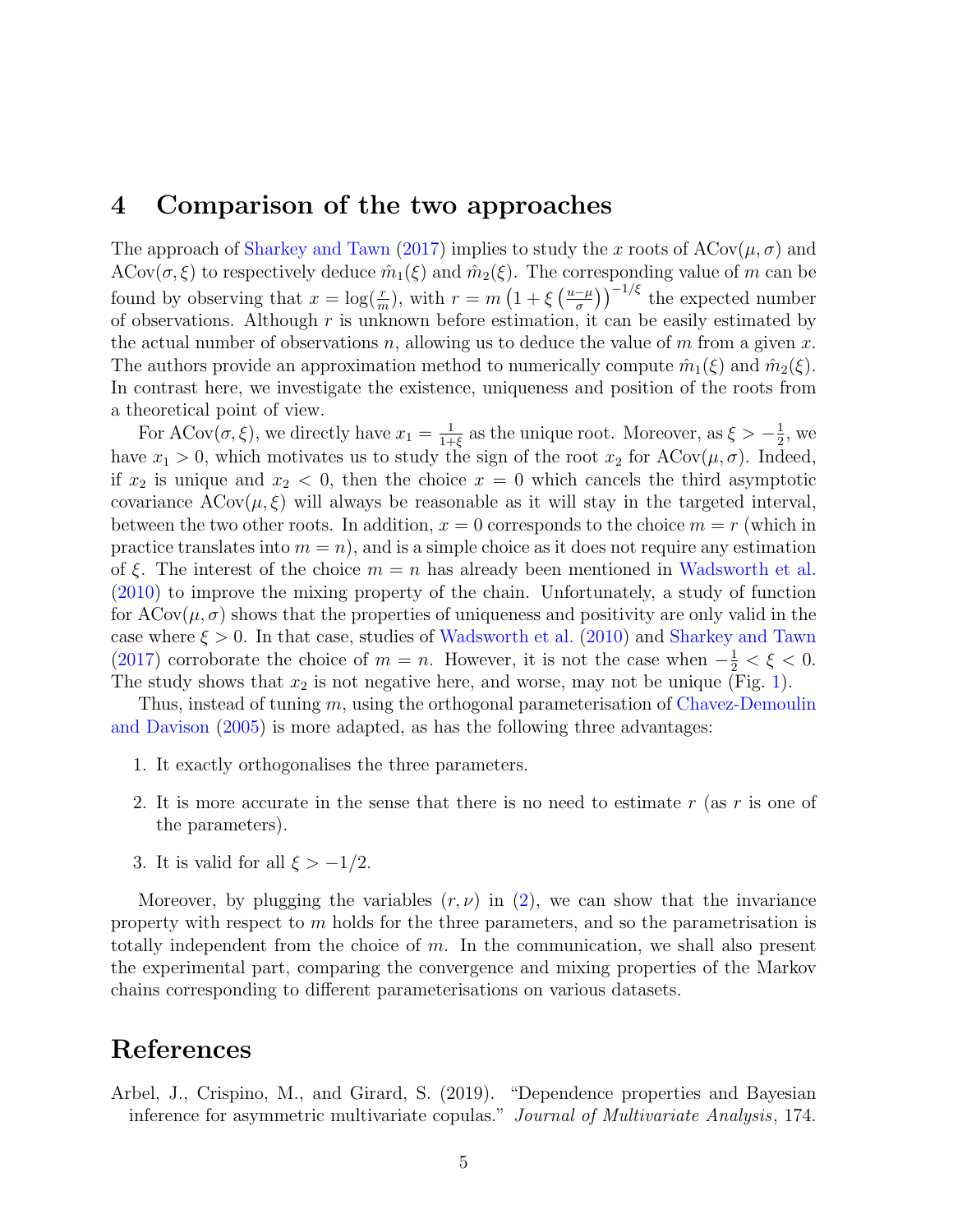# 4 Comparison of the two approaches

The approach of Sharkey and Tawn (2017) implies to study the $x$ roots of $\text{ACov}(\mu, \sigma)$ and $\text{ACov}(\sigma, \xi)$ to respectively deduce $\hat{m}_1(\xi)$ and $\hat{m}_2(\xi)$. The corresponding value of $m$ can be found by observing that $x = \log(\frac{r}{m})$, with $r = m\left(1 + \xi\left(\frac{u-\mu}{\sigma}\right)\right)^{-1/\xi}$ the expected number of observations. Although $r$ is unknown before estimation, it can be easily estimated by the actual number of observations $n$, allowing us to deduce the value of $m$ from a given $x$. The authors provide an approximation method to numerically compute $\hat{m}_1(\xi)$ and $\hat{m}_2(\xi)$. In contrast here, we investigate the existence, uniqueness and position of the roots from a theoretical point of view.

For $\text{ACov}(\sigma, \xi)$, we directly have $x_1 = \frac{1}{1+\xi}$ as the unique root. Moreover, as $\xi > -\frac{1}{2}$, we have $x_1 > 0$, which motivates us to study the sign of the root $x_2$ for $\text{ACov}(\mu, \sigma)$. Indeed, if $x_2$ is unique and $x_2 < 0$, then the choice $x = 0$ which cancels the third asymptotic covariance $\text{ACov}(\mu, \xi)$ will always be reasonable as it will stay in the targeted interval, between the two other roots. In addition, $x = 0$ corresponds to the choice $m = r$ (which in practice translates into $m = n$), and is a simple choice as it does not require any estimation of $\xi$. The interest of the choice $m = n$ has already been mentioned in Wadsworth et al. (2010) to improve the mixing property of the chain. Unfortunately, a study of function for $\text{ACov}(\mu, \sigma)$ shows that the properties of uniqueness and positivity are only valid in the case where $\xi > 0$. In that case, studies of Wadsworth et al. (2010) and Sharkey and Tawn (2017) corroborate the choice of $m = n$. However, it is not the case when $-\frac{1}{2} < \xi < 0$. The study shows that $x_2$ is not negative here, and worse, may not be unique (Fig. 1).

Thus, instead of tuning $m$, using the orthogonal parameterisation of Chavez-Demoulin and Davison (2005) is more adapted, as has the following three advantages:

1. It exactly orthogonalises the three parameters.
2. It is more accurate in the sense that there is no need to estimate $r$ (as $r$ is one of the parameters).
3. It is valid for all $\xi > -1/2$.

Moreover, by plugging the variables $(r, \nu)$ in (2), we can show that the invariance property with respect to $m$ holds for the three parameters, and so the parametrisation is totally independent from the choice of $m$. In the communication, we shall also present the experimental part, comparing the convergence and mixing properties of the Markov chains corresponding to different parameterisations on various datasets.

# References

Arbel, J., Crispino, M., and Girard, S. (2019). "Dependence properties and Bayesian inference for asymmetric multivariate copulas." *Journal of Multivariate Analysis*, 174.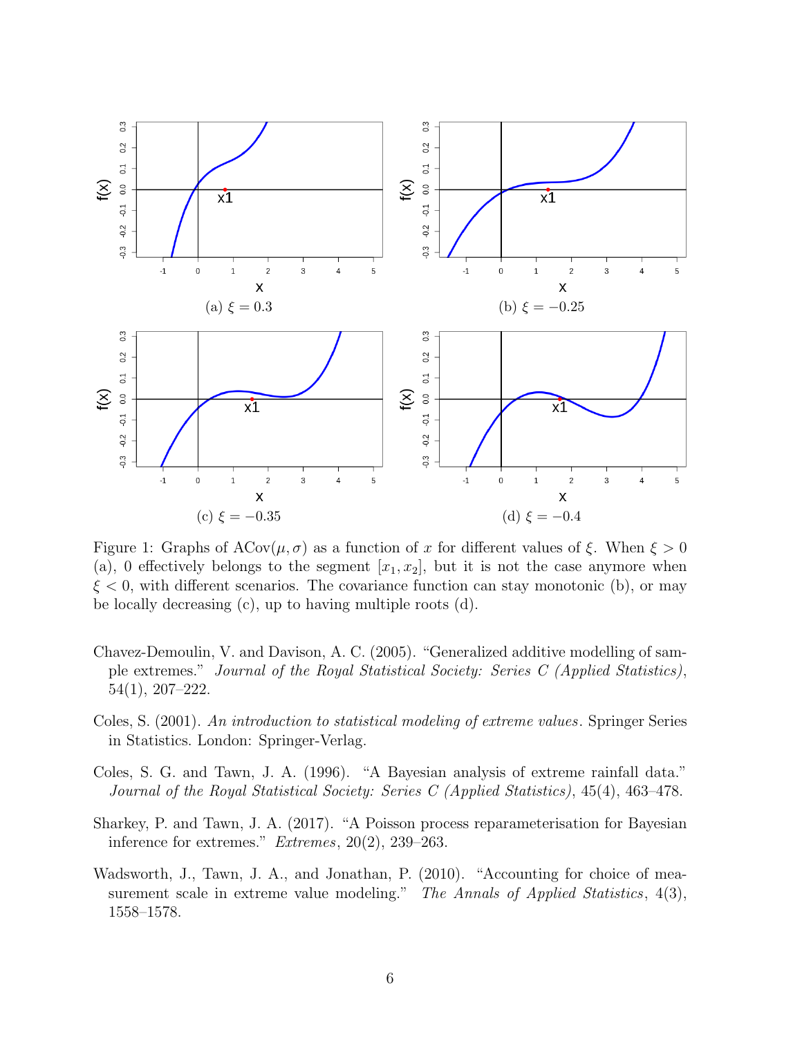f(x)

x

x1

(a) $\xi = 0.3$

f(x)

x

x1

(b) $\xi = -0.25$

f(x)

x

x1

(c) $\xi = -0.35$

f(x)

x

x1

(d) $\xi = -0.4$

Figure 1: Graphs of $\text{ACov}(\mu, \sigma)$ as a function of $x$ for different values of $\xi$. When $\xi > 0$ (a), 0 effectively belongs to the segment $[x_1, x_2]$, but it is not the case anymore when $\xi < 0$, with different scenarios. The covariance function can stay monotonic (b), or may be locally decreasing (c), up to having multiple roots (d).

Chavez-Demoulin, V. and Davison, A. C. (2005). "Generalized additive modelling of sample extremes." *Journal of the Royal Statistical Society: Series C (Applied Statistics)*, 54(1), 207–222.

Coles, S. (2001). *An introduction to statistical modeling of extreme values*. Springer Series in Statistics. London: Springer-Verlag.

Coles, S. G. and Tawn, J. A. (1996). "A Bayesian analysis of extreme rainfall data." *Journal of the Royal Statistical Society: Series C (Applied Statistics)*, 45(4), 463–478.

Sharkey, P. and Tawn, J. A. (2017). "A Poisson process reparameterisation for Bayesian inference for extremes." *Extremes*, 20(2), 239–263.

Wadsworth, J., Tawn, J. A., and Jonathan, P. (2010). "Accounting for choice of measurement scale in extreme value modeling." *The Annals of Applied Statistics*, 4(3), 1558–1578.